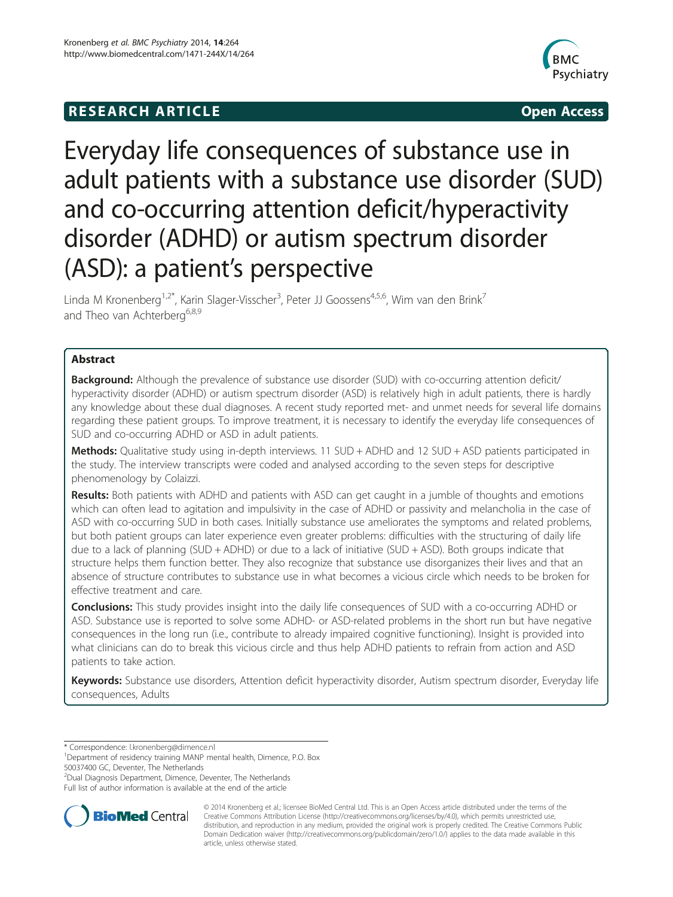RESEARCH ARTICLE Open Access

# Everyday life consequences of substance use in adult patients with a substance use disorder (SUD) and co-occurring attention deficit/hyperactivity disorder (ADHD) or autism spectrum disorder (ASD): a patient's perspective

Linda M Kronenberg[1,2*], Karin Slager-Visscher[3], Peter JJ Goossens[4,5,6], Wim van den Brink[7] and Theo van Achterberg[6,8,9]

## Abstract

**Background:** Although the prevalence of substance use disorder (SUD) with co-occurring attention deficit/hyperactivity disorder (ADHD) or autism spectrum disorder (ASD) is relatively high in adult patients, there is hardly any knowledge about these dual diagnoses. A recent study reported met- and unmet needs for several life domains regarding these patient groups. To improve treatment, it is necessary to identify the everyday life consequences of SUD and co-occurring ADHD or ASD in adult patients.

**Methods:** Qualitative study using in-depth interviews. 11 SUD + ADHD and 12 SUD + ASD patients participated in the study. The interview transcripts were coded and analysed according to the seven steps for descriptive phenomenology by Colaizzi.

**Results:** Both patients with ADHD and patients with ASD can get caught in a jumble of thoughts and emotions which can often lead to agitation and impulsivity in the case of ADHD or passivity and melancholia in the case of ASD with co-occurring SUD in both cases. Initially substance use ameliorates the symptoms and related problems, but both patient groups can later experience even greater problems: difficulties with the structuring of daily life due to a lack of planning (SUD + ADHD) or due to a lack of initiative (SUD + ASD). Both groups indicate that structure helps them function better. They also recognize that substance use disorganizes their lives and that an absence of structure contributes to substance use in what becomes a vicious circle which needs to be broken for effective treatment and care.

**Conclusions:** This study provides insight into the daily life consequences of SUD with a co-occurring ADHD or ASD. Substance use is reported to solve some ADHD- or ASD-related problems in the short run but have negative consequences in the long run (i.e., contribute to already impaired cognitive functioning). Insight is provided into what clinicians can do to break this vicious circle and thus help ADHD patients to refrain from action and ASD patients to take action.

**Keywords:** Substance use disorders, Attention deficit hyperactivity disorder, Autism spectrum disorder, Everyday life consequences, Adults

---

\* Correspondence: l.kronenberg@dimence.nl

[1]Department of residency training MANP mental health, Dimence, P.O. Box 50037400 GC, Deventer, The Netherlands

[2]Dual Diagnosis Department, Dimence, Deventer, The Netherlands

Full list of author information is available at the end of the article

© 2014 Kronenberg et al.; licensee BioMed Central Ltd. This is an Open Access article distributed under the terms of the Creative Commons Attribution License (http://creativecommons.org/licenses/by/4.0), which permits unrestricted use, distribution, and reproduction in any medium, provided the original work is properly credited. The Creative Commons Public Domain Dedication waiver (http://creativecommons.org/publicdomain/zero/1.0/) applies to the data made available in this article, unless otherwise stated.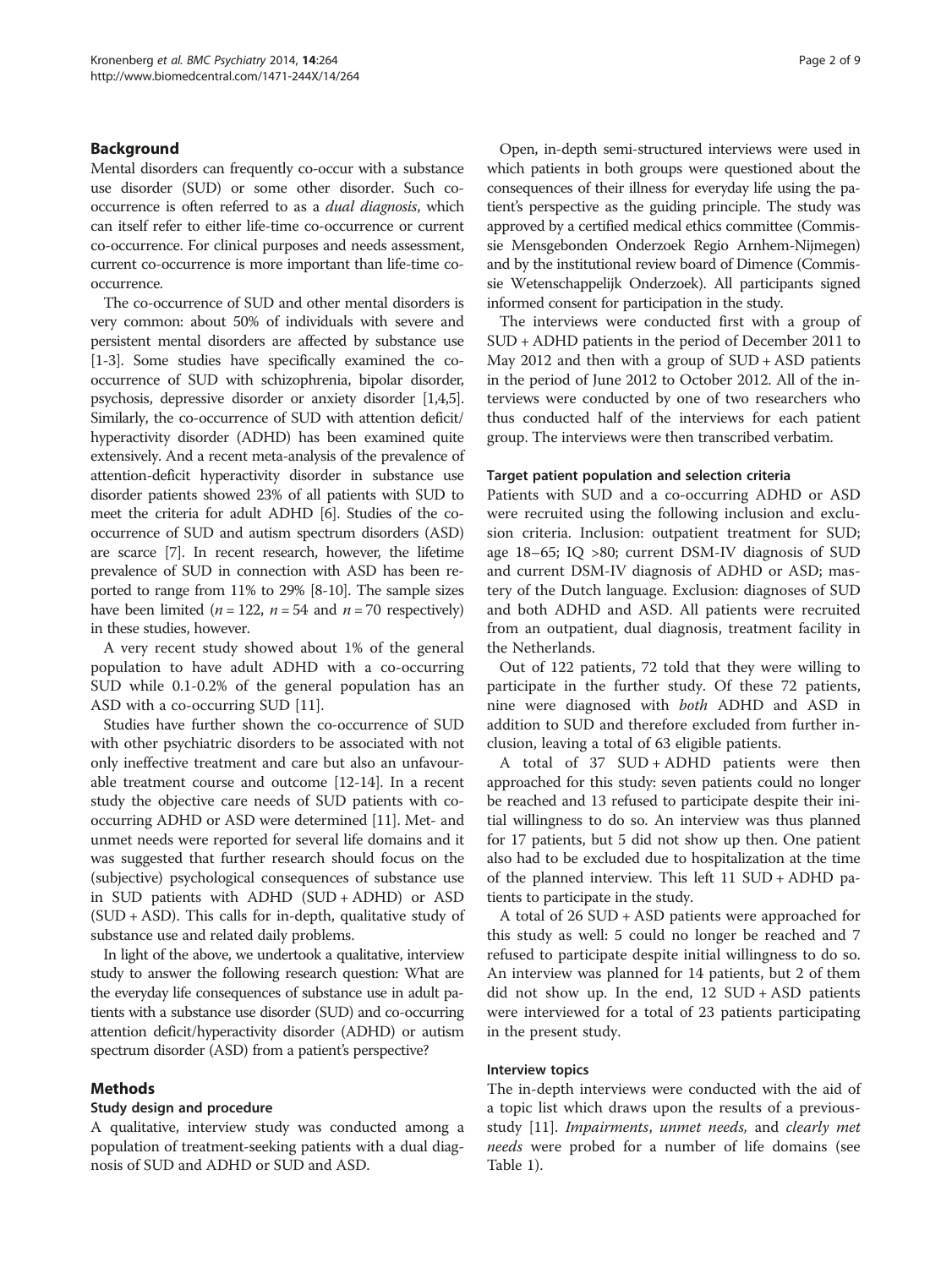## Background

Mental disorders can frequently co-occur with a substance use disorder (SUD) or some other disorder. Such co-occurrence is often referred to as a *dual diagnosis*, which can itself refer to either life-time co-occurrence or current co-occurrence. For clinical purposes and needs assessment, current co-occurrence is more important than life-time co-occurrence.

The co-occurrence of SUD and other mental disorders is very common: about 50% of individuals with severe and persistent mental disorders are affected by substance use [1-3]. Some studies have specifically examined the co-occurrence of SUD with schizophrenia, bipolar disorder, psychosis, depressive disorder or anxiety disorder [1,4,5]. Similarly, the co-occurrence of SUD with attention deficit/hyperactivity disorder (ADHD) has been examined quite extensively. And a recent meta-analysis of the prevalence of attention-deficit hyperactivity disorder in substance use disorder patients showed 23% of all patients with SUD to meet the criteria for adult ADHD [6]. Studies of the co-occurrence of SUD and autism spectrum disorders (ASD) are scarce [7]. In recent research, however, the lifetime prevalence of SUD in connection with ASD has been reported to range from 11% to 29% [8-10]. The sample sizes have been limited (*n* = 122, *n* = 54 and *n* = 70 respectively) in these studies, however.

A very recent study showed about 1% of the general population to have adult ADHD with a co-occurring SUD while 0.1-0.2% of the general population has an ASD with a co-occurring SUD [11].

Studies have further shown the co-occurrence of SUD with other psychiatric disorders to be associated with not only ineffective treatment and care but also an unfavourable treatment course and outcome [12-14]. In a recent study the objective care needs of SUD patients with co-occurring ADHD or ASD were determined [11]. Met- and unmet needs were reported for several life domains and it was suggested that further research should focus on the (subjective) psychological consequences of substance use in SUD patients with ADHD (SUD + ADHD) or ASD (SUD + ASD). This calls for in-depth, qualitative study of substance use and related daily problems.

In light of the above, we undertook a qualitative, interview study to answer the following research question: What are the everyday life consequences of substance use in adult patients with a substance use disorder (SUD) and co-occurring attention deficit/hyperactivity disorder (ADHD) or autism spectrum disorder (ASD) from a patient's perspective?

## Methods

### Study design and procedure

A qualitative, interview study was conducted among a population of treatment-seeking patients with a dual diagnosis of SUD and ADHD or SUD and ASD.

Open, in-depth semi-structured interviews were used in which patients in both groups were questioned about the consequences of their illness for everyday life using the patient's perspective as the guiding principle. The study was approved by a certified medical ethics committee (Commissie Mensgebonden Onderzoek Regio Arnhem-Nijmegen) and by the institutional review board of Dimence (Commissie Wetenschappelijk Onderzoek). All participants signed informed consent for participation in the study.

The interviews were conducted first with a group of SUD + ADHD patients in the period of December 2011 to May 2012 and then with a group of SUD + ASD patients in the period of June 2012 to October 2012. All of the interviews were conducted by one of two researchers who thus conducted half of the interviews for each patient group. The interviews were then transcribed verbatim.

### Target patient population and selection criteria

Patients with SUD and a co-occurring ADHD or ASD were recruited using the following inclusion and exclusion criteria. Inclusion: outpatient treatment for SUD; age 18–65; IQ >80; current DSM-IV diagnosis of SUD and current DSM-IV diagnosis of ADHD or ASD; mastery of the Dutch language. Exclusion: diagnoses of SUD and both ADHD and ASD. All patients were recruited from an outpatient, dual diagnosis, treatment facility in the Netherlands.

Out of 122 patients, 72 told that they were willing to participate in the further study. Of these 72 patients, nine were diagnosed with *both* ADHD and ASD in addition to SUD and therefore excluded from further inclusion, leaving a total of 63 eligible patients.

A total of 37 SUD + ADHD patients were then approached for this study: seven patients could no longer be reached and 13 refused to participate despite their initial willingness to do so. An interview was thus planned for 17 patients, but 5 did not show up then. One patient also had to be excluded due to hospitalization at the time of the planned interview. This left 11 SUD + ADHD patients to participate in the study.

A total of 26 SUD + ASD patients were approached for this study as well: 5 could no longer be reached and 7 refused to participate despite initial willingness to do so. An interview was planned for 14 patients, but 2 of them did not show up. In the end, 12 SUD + ASD patients were interviewed for a total of 23 patients participating in the present study.

### Interview topics

The in-depth interviews were conducted with the aid of a topic list which draws upon the results of a previous study [11]. *Impairments*, *unmet needs*, and *clearly met needs* were probed for a number of life domains (see Table 1).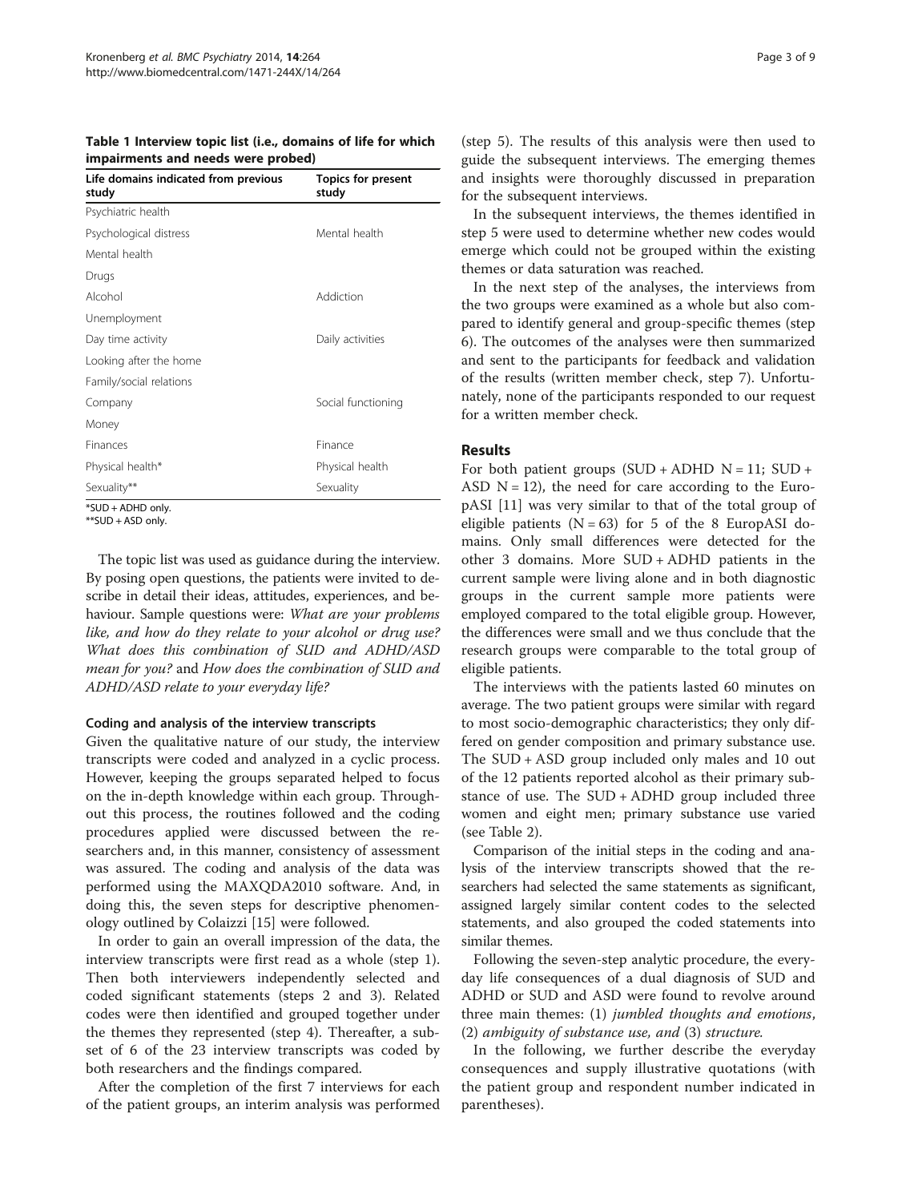**Table 1 Interview topic list (i.e., domains of life for which impairments and needs were probed)**

| Life domains indicated from previous study | Topics for present study |
|---|---|
| Psychiatric health | |
| Psychological distress | Mental health |
| Mental health | |
| Drugs | |
| Alcohol | Addiction |
| Unemployment | |
| Day time activity | Daily activities |
| Looking after the home | |
| Family/social relations | |
| Company | Social functioning |
| Money | |
| Finances | Finance |
| Physical health* | Physical health |
| Sexuality** | Sexuality |

*SUD + ADHD only.
**SUD + ASD only.

The topic list was used as guidance during the interview. By posing open questions, the patients were invited to describe in detail their ideas, attitudes, experiences, and behaviour. Sample questions were: *What are your problems like, and how do they relate to your alcohol or drug use? What does this combination of SUD and ADHD/ASD mean for you?* and *How does the combination of SUD and ADHD/ASD relate to your everyday life?*

### Coding and analysis of the interview transcripts

Given the qualitative nature of our study, the interview transcripts were coded and analyzed in a cyclic process. However, keeping the groups separated helped to focus on the in-depth knowledge within each group. Throughout this process, the routines followed and the coding procedures applied were discussed between the researchers and, in this manner, consistency of assessment was assured. The coding and analysis of the data was performed using the MAXQDA2010 software. And, in doing this, the seven steps for descriptive phenomenology outlined by Colaizzi [15] were followed.

In order to gain an overall impression of the data, the interview transcripts were first read as a whole (step 1). Then both interviewers independently selected and coded significant statements (steps 2 and 3). Related codes were then identified and grouped together under the themes they represented (step 4). Thereafter, a subset of 6 of the 23 interview transcripts was coded by both researchers and the findings compared.

After the completion of the first 7 interviews for each of the patient groups, an interim analysis was performed (step 5). The results of this analysis were then used to guide the subsequent interviews. The emerging themes and insights were thoroughly discussed in preparation for the subsequent interviews.

In the subsequent interviews, the themes identified in step 5 were used to determine whether new codes would emerge which could not be grouped within the existing themes or data saturation was reached.

In the next step of the analyses, the interviews from the two groups were examined as a whole but also compared to identify general and group-specific themes (step 6). The outcomes of the analyses were then summarized and sent to the participants for feedback and validation of the results (written member check, step 7). Unfortunately, none of the participants responded to our request for a written member check.

## Results

For both patient groups (SUD + ADHD N = 11; SUD + ASD N = 12), the need for care according to the EuropASI [11] was very similar to that of the total group of eligible patients (N = 63) for 5 of the 8 EuropASI domains. Only small differences were detected for the other 3 domains. More SUD + ADHD patients in the current sample were living alone and in both diagnostic groups in the current sample more patients were employed compared to the total eligible group. However, the differences were small and we thus conclude that the research groups were comparable to the total group of eligible patients.

The interviews with the patients lasted 60 minutes on average. The two patient groups were similar with regard to most socio-demographic characteristics; they only differed on gender composition and primary substance use. The SUD + ASD group included only males and 10 out of the 12 patients reported alcohol as their primary substance of use. The SUD + ADHD group included three women and eight men; primary substance use varied (see Table 2).

Comparison of the initial steps in the coding and analysis of the interview transcripts showed that the researchers had selected the same statements as significant, assigned largely similar content codes to the selected statements, and also grouped the coded statements into similar themes.

Following the seven-step analytic procedure, the everyday life consequences of a dual diagnosis of SUD and ADHD or SUD and ASD were found to revolve around three main themes: (1) *jumbled thoughts and emotions*, (2) *ambiguity of substance use*, and (3) *structure.*

In the following, we further describe the everyday consequences and supply illustrative quotations (with the patient group and respondent number indicated in parentheses).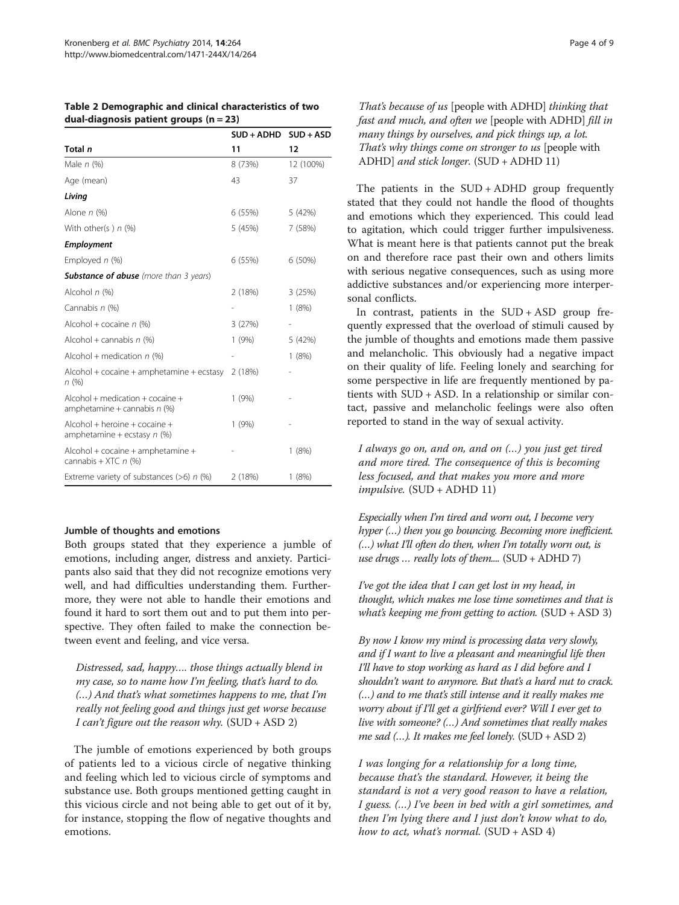**Table 2 Demographic and clinical characteristics of two dual-diagnosis patient groups (n = 23)**

| | SUD + ADHD | SUD + ASD |
|---|---|---|
| **Total *n*** | **11** | **12** |
| Male *n* (%) | 8 (73%) | 12 (100%) |
| Age (mean) | 43 | 37 |
| ***Living*** | | |
| Alone *n* (%) | 6 (55%) | 5 (42%) |
| With other(s ) *n* (%) | 5 (45%) | 7 (58%) |
| ***Employment*** | | |
| Employed *n* (%) | 6 (55%) | 6 (50%) |
| ***Substance of abuse*** *(more than 3 years)* | | |
| Alcohol *n* (%) | 2 (18%) | 3 (25%) |
| Cannabis *n* (%) | - | 1 (8%) |
| Alcohol + cocaine *n* (%) | 3 (27%) | - |
| Alcohol + cannabis *n* (%) | 1 (9%) | 5 (42%) |
| Alcohol + medication *n* (%) | - | 1 (8%) |
| Alcohol + cocaine + amphetamine + ecstasy *n* (%) | 2 (18%) | - |
| Alcohol + medication + cocaine + amphetamine + cannabis *n* (%) | 1 (9%) | - |
| Alcohol + heroine + cocaine + amphetamine + ecstasy *n* (%) | 1 (9%) | - |
| Alcohol + cocaine + amphetamine + cannabis + XTC *n* (%) | - | 1 (8%) |
| Extreme variety of substances (>6) *n* (%) | 2 (18%) | 1 (8%) |

#### Jumble of thoughts and emotions

Both groups stated that they experience a jumble of emotions, including anger, distress and anxiety. Participants also said that they did not recognize emotions very well, and had difficulties understanding them. Furthermore, they were not able to handle their emotions and found it hard to sort them out and to put them into perspective. They often failed to make the connection between event and feeling, and vice versa.

> *Distressed, sad, happy…. those things actually blend in my case, so to name how I'm feeling, that's hard to do. (…) And that's what sometimes happens to me, that I'm really not feeling good and things just get worse because I can't figure out the reason why.* (SUD + ASD 2)

The jumble of emotions experienced by both groups of patients led to a vicious circle of negative thinking and feeling which led to vicious circle of symptoms and substance use. Both groups mentioned getting caught in this vicious circle and not being able to get out of it by, for instance, stopping the flow of negative thoughts and emotions.

> *That's because of us* [people with ADHD] *thinking that fast and much, and often we* [people with ADHD] *fill in many things by ourselves, and pick things up, a lot. That's why things come on stronger to us* [people with ADHD] *and stick longer.* (SUD + ADHD 11)

The patients in the SUD + ADHD group frequently stated that they could not handle the flood of thoughts and emotions which they experienced. This could lead to agitation, which could trigger further impulsiveness. What is meant here is that patients cannot put the break on and therefore race past their own and others limits with serious negative consequences, such as using more addictive substances and/or experiencing more interpersonal conflicts.

In contrast, patients in the SUD + ASD group frequently expressed that the overload of stimuli caused by the jumble of thoughts and emotions made them passive and melancholic. This obviously had a negative impact on their quality of life. Feeling lonely and searching for some perspective in life are frequently mentioned by patients with SUD + ASD. In a relationship or similar contact, passive and melancholic feelings were also often reported to stand in the way of sexual activity.

> *I always go on, and on, and on (…) you just get tired and more tired. The consequence of this is becoming less focused, and that makes you more and more impulsive.* (SUD + ADHD 11)

> *Especially when I'm tired and worn out, I become very hyper (…) then you go bouncing. Becoming more inefficient. (…) what I'll often do then, when I'm totally worn out, is use drugs … really lots of them....* (SUD + ADHD 7)

> *I've got the idea that I can get lost in my head, in thought, which makes me lose time sometimes and that is what's keeping me from getting to action.* (SUD + ASD 3)

> *By now I know my mind is processing data very slowly, and if I want to live a pleasant and meaningful life then I'll have to stop working as hard as I did before and I shouldn't want to anymore. But that's a hard nut to crack. (…) and to me that's still intense and it really makes me worry about if I'll get a girlfriend ever? Will I ever get to live with someone? (…) And sometimes that really makes me sad (…). It makes me feel lonely.* (SUD + ASD 2)

> *I was longing for a relationship for a long time, because that's the standard. However, it being the standard is not a very good reason to have a relation, I guess. (…) I've been in bed with a girl sometimes, and then I'm lying there and I just don't know what to do, how to act, what's normal.* (SUD + ASD 4)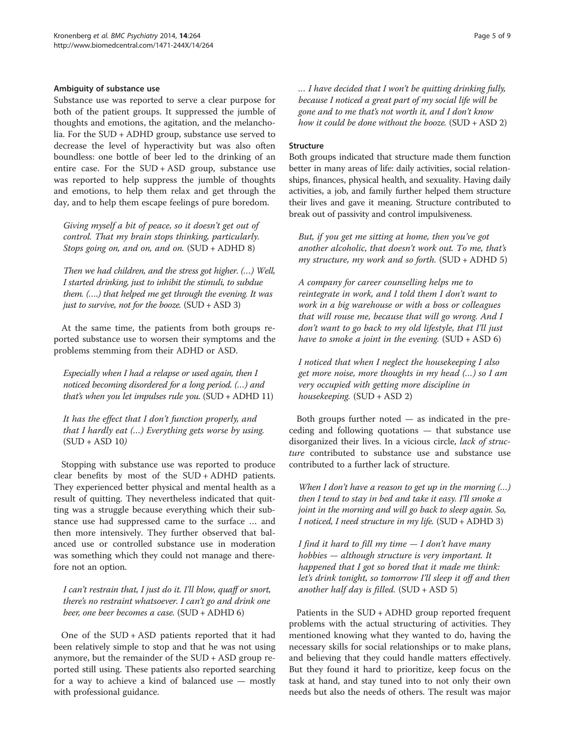#### Ambiguity of substance use

Substance use was reported to serve a clear purpose for both of the patient groups. It suppressed the jumble of thoughts and emotions, the agitation, and the melancholia. For the SUD + ADHD group, substance use served to decrease the level of hyperactivity but was also often boundless: one bottle of beer led to the drinking of an entire case. For the SUD + ASD group, substance use was reported to help suppress the jumble of thoughts and emotions, to help them relax and get through the day, and to help them escape feelings of pure boredom.

> *Giving myself a bit of peace, so it doesn't get out of control. That my brain stops thinking, particularly. Stops going on, and on, and on.* (SUD + ADHD 8)

> *Then we had children, and the stress got higher. (…) Well, I started drinking, just to inhibit the stimuli, to subdue them. (….) that helped me get through the evening. It was just to survive, not for the booze.* (SUD + ASD 3)

At the same time, the patients from both groups reported substance use to worsen their symptoms and the problems stemming from their ADHD or ASD.

> *Especially when I had a relapse or used again, then I noticed becoming disordered for a long period. (…) and that's when you let impulses rule you.* (SUD + ADHD 11)

> *It has the effect that I don't function properly, and that I hardly eat (…) Everything gets worse by using.* (SUD + ASD 10*)*

Stopping with substance use was reported to produce clear benefits by most of the SUD + ADHD patients. They experienced better physical and mental health as a result of quitting. They nevertheless indicated that quitting was a struggle because everything which their substance use had suppressed came to the surface … and then more intensively. They further observed that balanced use or controlled substance use in moderation was something which they could not manage and therefore not an option.

> *I can't restrain that, I just do it. I'll blow, quaff or snort, there's no restraint whatsoever. I can't go and drink one beer, one beer becomes a case.* (SUD + ADHD 6)

One of the SUD + ASD patients reported that it had been relatively simple to stop and that he was not using anymore, but the remainder of the SUD + ASD group reported still using. These patients also reported searching for a way to achieve a kind of balanced use — mostly with professional guidance.

> *… I have decided that I won't be quitting drinking fully, because I noticed a great part of my social life will be gone and to me that's not worth it, and I don't know how it could be done without the booze.* (SUD + ASD 2)

#### Structure

Both groups indicated that structure made them function better in many areas of life: daily activities, social relationships, finances, physical health, and sexuality. Having daily activities, a job, and family further helped them structure their lives and gave it meaning. Structure contributed to break out of passivity and control impulsiveness.

> *But, if you get me sitting at home, then you've got another alcoholic, that doesn't work out. To me, that's my structure, my work and so forth.* (SUD + ADHD 5)

> *A company for career counselling helps me to reintegrate in work, and I told them I don't want to work in a big warehouse or with a boss or colleagues that will rouse me, because that will go wrong. And I don't want to go back to my old lifestyle, that I'll just have to smoke a joint in the evening.* (SUD + ASD 6)

> *I noticed that when I neglect the housekeeping I also get more noise, more thoughts in my head (…) so I am very occupied with getting more discipline in housekeeping.* (SUD + ASD 2)

Both groups further noted — as indicated in the preceding and following quotations — that substance use disorganized their lives. In a vicious circle, *lack of structure* contributed to substance use and substance use contributed to a further lack of structure.

> *When I don't have a reason to get up in the morning (…) then I tend to stay in bed and take it easy. I'll smoke a joint in the morning and will go back to sleep again. So, I noticed, I need structure in my life.* (SUD + ADHD 3)

> *I find it hard to fill my time — I don't have many hobbies — although structure is very important. It happened that I got so bored that it made me think: let's drink tonight, so tomorrow I'll sleep it off and then another half day is filled.* (SUD + ASD 5)

Patients in the SUD + ADHD group reported frequent problems with the actual structuring of activities. They mentioned knowing what they wanted to do, having the necessary skills for social relationships or to make plans, and believing that they could handle matters effectively. But they found it hard to prioritize, keep focus on the task at hand, and stay tuned into to not only their own needs but also the needs of others. The result was major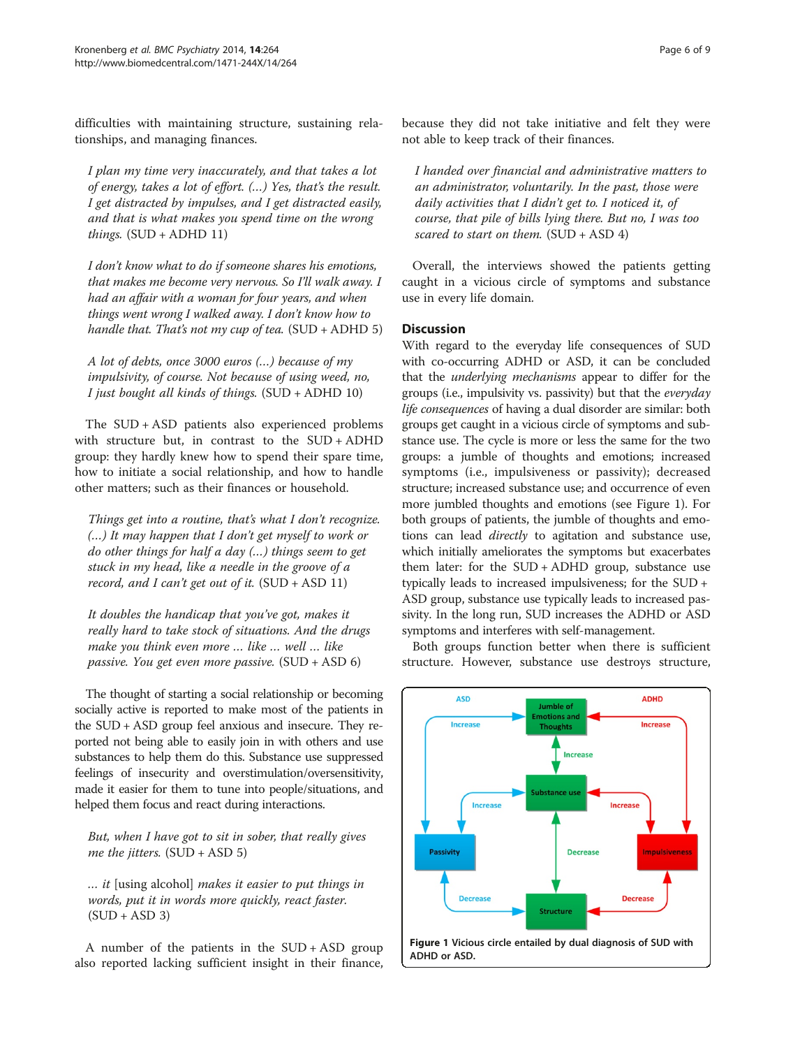difficulties with maintaining structure, sustaining relationships, and managing finances.

> *I plan my time very inaccurately, and that takes a lot of energy, takes a lot of effort. (…) Yes, that's the result. I get distracted by impulses, and I get distracted easily, and that is what makes you spend time on the wrong things.* (SUD + ADHD 11)

> *I don't know what to do if someone shares his emotions, that makes me become very nervous. So I'll walk away. I had an affair with a woman for four years, and when things went wrong I walked away. I don't know how to handle that. That's not my cup of tea.* (SUD + ADHD 5)

> *A lot of debts, once 3000 euros (…) because of my impulsivity, of course. Not because of using weed, no, I just bought all kinds of things.* (SUD + ADHD 10)

The SUD + ASD patients also experienced problems with structure but, in contrast to the SUD + ADHD group: they hardly knew how to spend their spare time, how to initiate a social relationship, and how to handle other matters; such as their finances or household.

> *Things get into a routine, that's what I don't recognize. (…) It may happen that I don't get myself to work or do other things for half a day (…) things seem to get stuck in my head, like a needle in the groove of a record, and I can't get out of it.* (SUD + ASD 11)

> *It doubles the handicap that you've got, makes it really hard to take stock of situations. And the drugs make you think even more … like … well … like passive. You get even more passive.* (SUD + ASD 6)

The thought of starting a social relationship or becoming socially active is reported to make most of the patients in the SUD + ASD group feel anxious and insecure. They reported not being able to easily join in with others and use substances to help them do this. Substance use suppressed feelings of insecurity and overstimulation/oversensitivity, made it easier for them to tune into people/situations, and helped them focus and react during interactions.

> *But, when I have got to sit in sober, that really gives me the jitters.* (SUD + ASD 5)

> … *it* [using alcohol] *makes it easier to put things in words, put it in words more quickly, react faster.* (SUD + ASD 3)

A number of the patients in the SUD + ASD group also reported lacking sufficient insight in their finance, because they did not take initiative and felt they were not able to keep track of their finances.

> *I handed over financial and administrative matters to an administrator, voluntarily. In the past, those were daily activities that I didn't get to. I noticed it, of course, that pile of bills lying there. But no, I was too scared to start on them.* (SUD + ASD 4)

Overall, the interviews showed the patients getting caught in a vicious circle of symptoms and substance use in every life domain.

## Discussion

With regard to the everyday life consequences of SUD with co-occurring ADHD or ASD, it can be concluded that the *underlying mechanisms* appear to differ for the groups (i.e., impulsivity vs. passivity) but that the *everyday life consequences* of having a dual disorder are similar: both groups get caught in a vicious circle of symptoms and substance use. The cycle is more or less the same for the two groups: a jumble of thoughts and emotions; increased symptoms (i.e., impulsiveness or passivity); decreased structure; increased substance use; and occurrence of even more jumbled thoughts and emotions (see Figure 1). For both groups of patients, the jumble of thoughts and emotions can lead *directly* to agitation and substance use, which initially ameliorates the symptoms but exacerbates them later: for the SUD + ADHD group, substance use typically leads to increased impulsiveness; for the SUD + ASD group, substance use typically leads to increased passivity. In the long run, SUD increases the ADHD or ASD symptoms and interferes with self-management.

Both groups function better when there is sufficient structure. However, substance use destroys structure,

**Figure 1** Vicious circle entailed by dual diagnosis of SUD with ADHD or ASD.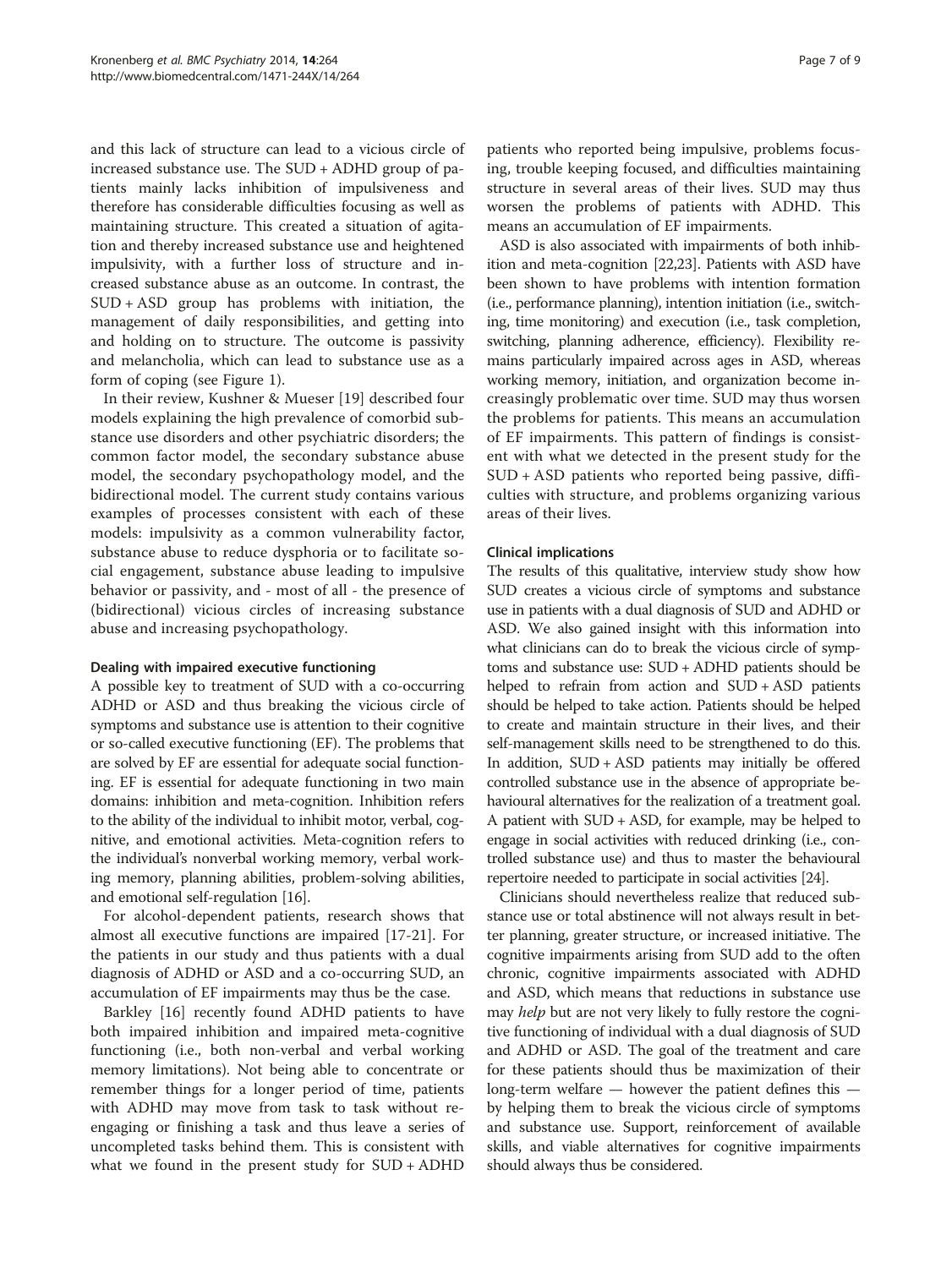and this lack of structure can lead to a vicious circle of increased substance use. The SUD + ADHD group of patients mainly lacks inhibition of impulsiveness and therefore has considerable difficulties focusing as well as maintaining structure. This created a situation of agitation and thereby increased substance use and heightened impulsivity, with a further loss of structure and increased substance abuse as an outcome. In contrast, the SUD + ASD group has problems with initiation, the management of daily responsibilities, and getting into and holding on to structure. The outcome is passivity and melancholia, which can lead to substance use as a form of coping (see Figure 1).

In their review, Kushner & Mueser [19] described four models explaining the high prevalence of comorbid substance use disorders and other psychiatric disorders; the common factor model, the secondary substance abuse model, the secondary psychopathology model, and the bidirectional model. The current study contains various examples of processes consistent with each of these models: impulsivity as a common vulnerability factor, substance abuse to reduce dysphoria or to facilitate social engagement, substance abuse leading to impulsive behavior or passivity, and - most of all - the presence of (bidirectional) vicious circles of increasing substance abuse and increasing psychopathology.

### Dealing with impaired executive functioning

A possible key to treatment of SUD with a co-occurring ADHD or ASD and thus breaking the vicious circle of symptoms and substance use is attention to their cognitive or so-called executive functioning (EF). The problems that are solved by EF are essential for adequate social functioning. EF is essential for adequate functioning in two main domains: inhibition and meta-cognition. Inhibition refers to the ability of the individual to inhibit motor, verbal, cognitive, and emotional activities. Meta-cognition refers to the individual's nonverbal working memory, verbal working memory, planning abilities, problem-solving abilities, and emotional self-regulation [16].

For alcohol-dependent patients, research shows that almost all executive functions are impaired [17-21]. For the patients in our study and thus patients with a dual diagnosis of ADHD or ASD and a co-occurring SUD, an accumulation of EF impairments may thus be the case.

Barkley [16] recently found ADHD patients to have both impaired inhibition and impaired meta-cognitive functioning (i.e., both non-verbal and verbal working memory limitations). Not being able to concentrate or remember things for a longer period of time, patients with ADHD may move from task to task without re-engaging or finishing a task and thus leave a series of uncompleted tasks behind them. This is consistent with what we found in the present study for SUD + ADHD patients who reported being impulsive, problems focusing, trouble keeping focused, and difficulties maintaining structure in several areas of their lives. SUD may thus worsen the problems of patients with ADHD. This means an accumulation of EF impairments.

ASD is also associated with impairments of both inhibition and meta-cognition [22,23]. Patients with ASD have been shown to have problems with intention formation (i.e., performance planning), intention initiation (i.e., switching, time monitoring) and execution (i.e., task completion, switching, planning adherence, efficiency). Flexibility remains particularly impaired across ages in ASD, whereas working memory, initiation, and organization become increasingly problematic over time. SUD may thus worsen the problems for patients. This means an accumulation of EF impairments. This pattern of findings is consistent with what we detected in the present study for the SUD + ASD patients who reported being passive, difficulties with structure, and problems organizing various areas of their lives.

### Clinical implications

The results of this qualitative, interview study show how SUD creates a vicious circle of symptoms and substance use in patients with a dual diagnosis of SUD and ADHD or ASD. We also gained insight with this information into what clinicians can do to break the vicious circle of symptoms and substance use: SUD + ADHD patients should be helped to refrain from action and SUD + ASD patients should be helped to take action. Patients should be helped to create and maintain structure in their lives, and their self-management skills need to be strengthened to do this. In addition, SUD + ASD patients may initially be offered controlled substance use in the absence of appropriate behavioural alternatives for the realization of a treatment goal. A patient with SUD + ASD, for example, may be helped to engage in social activities with reduced drinking (i.e., controlled substance use) and thus to master the behavioural repertoire needed to participate in social activities [24].

Clinicians should nevertheless realize that reduced substance use or total abstinence will not always result in better planning, greater structure, or increased initiative. The cognitive impairments arising from SUD add to the often chronic, cognitive impairments associated with ADHD and ASD, which means that reductions in substance use may *help* but are not very likely to fully restore the cognitive functioning of individual with a dual diagnosis of SUD and ADHD or ASD. The goal of the treatment and care for these patients should thus be maximization of their long-term welfare — however the patient defines this — by helping them to break the vicious circle of symptoms and substance use. Support, reinforcement of available skills, and viable alternatives for cognitive impairments should always thus be considered.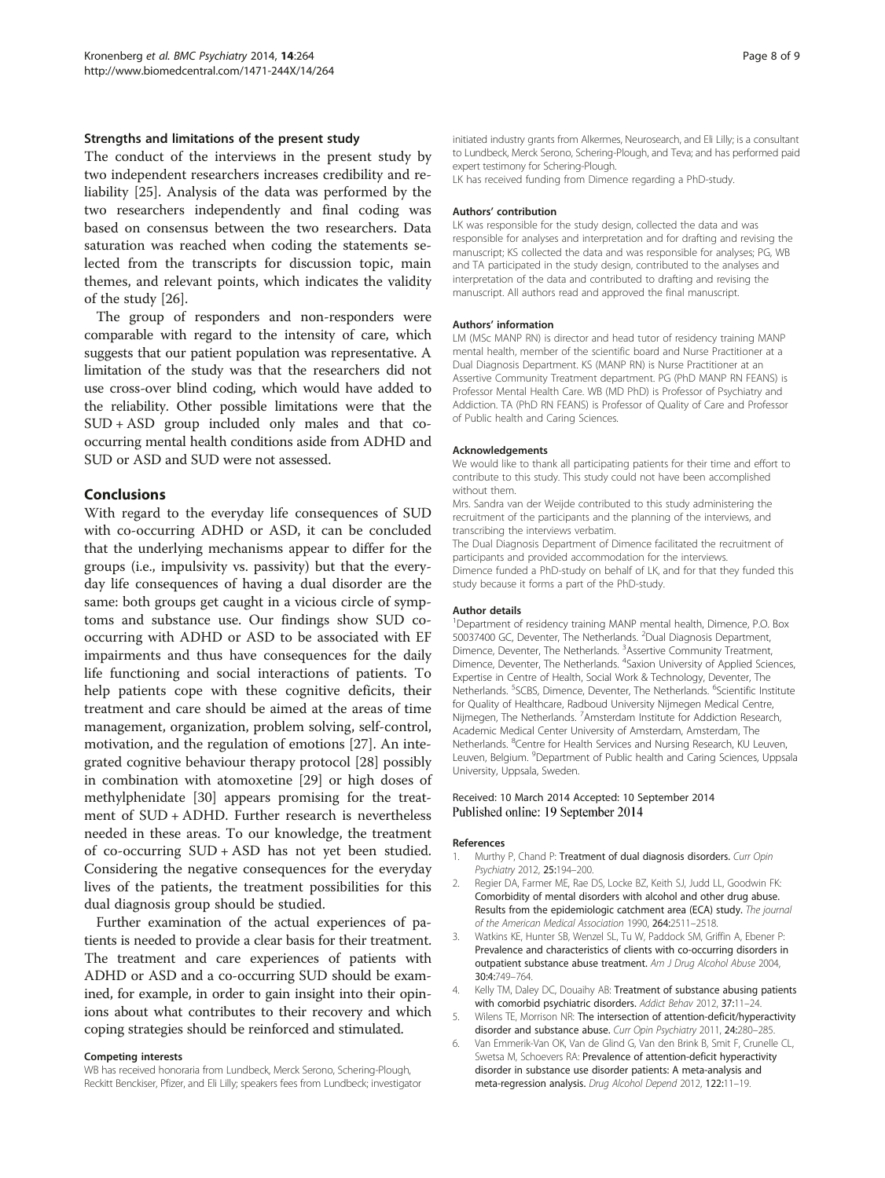### Strengths and limitations of the present study

The conduct of the interviews in the present study by two independent researchers increases credibility and reliability [25]. Analysis of the data was performed by the two researchers independently and final coding was based on consensus between the two researchers. Data saturation was reached when coding the statements selected from the transcripts for discussion topic, main themes, and relevant points, which indicates the validity of the study [26].

The group of responders and non-responders were comparable with regard to the intensity of care, which suggests that our patient population was representative. A limitation of the study was that the researchers did not use cross-over blind coding, which would have added to the reliability. Other possible limitations were that the SUD + ASD group included only males and that co-occurring mental health conditions aside from ADHD and SUD or ASD and SUD were not assessed.

## Conclusions

With regard to the everyday life consequences of SUD with co-occurring ADHD or ASD, it can be concluded that the underlying mechanisms appear to differ for the groups (i.e., impulsivity vs. passivity) but that the everyday life consequences of having a dual disorder are the same: both groups get caught in a vicious circle of symptoms and substance use. Our findings show SUD co-occurring with ADHD or ASD to be associated with EF impairments and thus have consequences for the daily life functioning and social interactions of patients. To help patients cope with these cognitive deficits, their treatment and care should be aimed at the areas of time management, organization, problem solving, self-control, motivation, and the regulation of emotions [27]. An integrated cognitive behaviour therapy protocol [28] possibly in combination with atomoxetine [29] or high doses of methylphenidate [30] appears promising for the treatment of SUD + ADHD. Further research is nevertheless needed in these areas. To our knowledge, the treatment of co-occurring SUD + ASD has not yet been studied. Considering the negative consequences for the everyday lives of the patients, the treatment possibilities for this dual diagnosis group should be studied.

Further examination of the actual experiences of patients is needed to provide a clear basis for their treatment. The treatment and care experiences of patients with ADHD or ASD and a co-occurring SUD should be examined, for example, in order to gain insight into their opinions about what contributes to their recovery and which coping strategies should be reinforced and stimulated.

#### Competing interests

WB has received honoraria from Lundbeck, Merck Serono, Schering-Plough, Reckitt Benckiser, Pfizer, and Eli Lilly; speakers fees from Lundbeck; investigator initiated industry grants from Alkermes, Neurosearch, and Eli Lilly; is a consultant to Lundbeck, Merck Serono, Schering-Plough, and Teva; and has performed paid expert testimony for Schering-Plough.

LK has received funding from Dimence regarding a PhD-study.

#### Authors' contribution

LK was responsible for the study design, collected the data and was responsible for analyses and interpretation and for drafting and revising the manuscript; KS collected the data and was responsible for analyses; PG, WB and TA participated in the study design, contributed to the analyses and interpretation of the data and contributed to drafting and revising the manuscript. All authors read and approved the final manuscript.

#### Authors' information

LM (MSc MANP RN) is director and head tutor of residency training MANP mental health, member of the scientific board and Nurse Practitioner at a Dual Diagnosis Department. KS (MANP RN) is Nurse Practitioner at an Assertive Community Treatment department. PG (PhD MANP RN FEANS) is Professor Mental Health Care. WB (MD PhD) is Professor of Psychiatry and Addiction. TA (PhD RN FEANS) is Professor of Quality of Care and Professor of Public health and Caring Sciences.

#### Acknowledgements

We would like to thank all participating patients for their time and effort to contribute to this study. This study could not have been accomplished without them.

Mrs. Sandra van der Weijde contributed to this study administering the recruitment of the participants and the planning of the interviews, and transcribing the interviews verbatim.

The Dual Diagnosis Department of Dimence facilitated the recruitment of participants and provided accommodation for the interviews.

Dimence funded a PhD-study on behalf of LK, and for that they funded this study because it forms a part of the PhD-study.

#### Author details

[1]Department of residency training MANP mental health, Dimence, P.O. Box 50037400 GC, Deventer, The Netherlands. [2]Dual Diagnosis Department, Dimence, Deventer, The Netherlands. [3]Assertive Community Treatment, Dimence, Deventer, The Netherlands. [4]Saxion University of Applied Sciences, Expertise in Centre of Health, Social Work & Technology, Deventer, The Netherlands. [5]SCBS, Dimence, Deventer, The Netherlands. [6]Scientific Institute for Quality of Healthcare, Radboud University Nijmegen Medical Centre, Nijmegen, The Netherlands. [7]Amsterdam Institute for Addiction Research, Academic Medical Center University of Amsterdam, Amsterdam, The Netherlands. [8]Centre for Health Services and Nursing Research, KU Leuven, Leuven, Belgium. [9]Department of Public health and Caring Sciences, Uppsala University, Uppsala, Sweden.

Received: 10 March 2014 Accepted: 10 September 2014
Published online: 19 September 2014

#### References

1. Murthy P, Chand P: **Treatment of dual diagnosis disorders.** *Curr Opin Psychiatry* 2012, **25:**194–200.
2. Regier DA, Farmer ME, Rae DS, Locke BZ, Keith SJ, Judd LL, Goodwin FK: **Comorbidity of mental disorders with alcohol and other drug abuse. Results from the epidemiologic catchment area (ECA) study.** *The journal of the American Medical Association* 1990, **264:**2511–2518.
3. Watkins KE, Hunter SB, Wenzel SL, Tu W, Paddock SM, Griffin A, Ebener P: **Prevalence and characteristics of clients with co-occurring disorders in outpatient substance abuse treatment.** *Am J Drug Alcohol Abuse* 2004, **30:4:**749–764.
4. Kelly TM, Daley DC, Douaihy AB: **Treatment of substance abusing patients with comorbid psychiatric disorders.** *Addict Behav* 2012, **37:**11–24.
5. Wilens TE, Morrison NR: **The intersection of attention-deficit/hyperactivity disorder and substance abuse.** *Curr Opin Psychiatry* 2011, **24:**280–285.
6. Van Emmerik-Van OK, Van de Glind G, Van den Brink B, Smit F, Crunelle CL, Swetsa M, Schoevers RA: **Prevalence of attention-deficit hyperactivity disorder in substance use disorder patients: A meta-analysis and meta-regression analysis.** *Drug Alcohol Depend* 2012, **122:**11–19.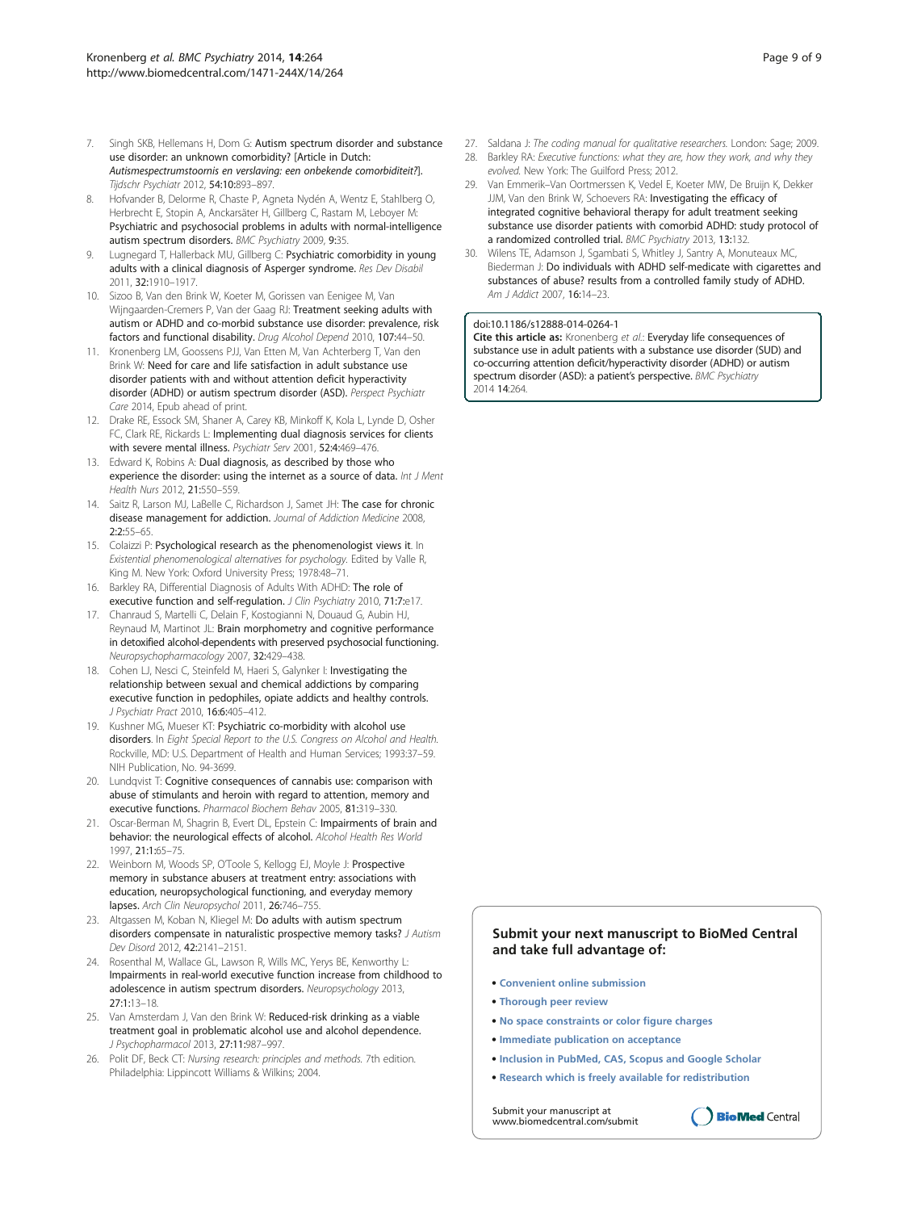7. Singh SKB, Hellemans H, Dom G: **Autism spectrum disorder and substance use disorder: an unknown comorbidity?** [Article in Dutch: *Autismespectrumstoornis en verslaving: een onbekende comorbiditeit?*]. *Tijdschr Psychiatr* 2012, **54:10:**893–897.
8. Hofvander B, Delorme R, Chaste P, Agneta Nydén A, Wentz E, Stahlberg O, Herbrecht E, Stopin A, Anckarsäter H, Gillberg C, Rastam M, Leboyer M: **Psychiatric and psychosocial problems in adults with normal-intelligence autism spectrum disorders.** *BMC Psychiatry* 2009, **9:**35.
9. Lugnegard T, Hallerback MU, Gillberg C: **Psychiatric comorbidity in young adults with a clinical diagnosis of Asperger syndrome.** *Res Dev Disabil* 2011, **32:**1910–1917.
10. Sizoo B, Van den Brink W, Koeter M, Gorissen van Eenigee M, Van Wijngaarden-Cremers P, Van der Gaag RJ: **Treatment seeking adults with autism or ADHD and co-morbid substance use disorder: prevalence, risk factors and functional disability.** *Drug Alcohol Depend* 2010, **107:**44–50.
11. Kronenberg LM, Goossens PJJ, Van Etten M, Van Achterberg T, Van den Brink W: **Need for care and life satisfaction in adult substance use disorder patients with and without attention deficit hyperactivity disorder (ADHD) or autism spectrum disorder (ASD).** *Perspect Psychiatr Care* 2014, Epub ahead of print.
12. Drake RE, Essock SM, Shaner A, Carey KB, Minkoff K, Kola L, Lynde D, Osher FC, Clark RE, Rickards L: **Implementing dual diagnosis services for clients with severe mental illness.** *Psychiatr Serv* 2001, **52:4:**469–476.
13. Edward K, Robins A: **Dual diagnosis, as described by those who experience the disorder: using the internet as a source of data.** *Int J Ment Health Nurs* 2012, **21:**550–559.
14. Saitz R, Larson MJ, LaBelle C, Richardson J, Samet JH: **The case for chronic disease management for addiction.** *Journal of Addiction Medicine* 2008, **2:2:**55–65.
15. Colaizzi P: **Psychological research as the phenomenologist views it.** In *Existential phenomenological alternatives for psychology*. Edited by Valle R, King M. New York: Oxford University Press; 1978:48–71.
16. Barkley RA, Differential Diagnosis of Adults With ADHD: **The role of executive function and self-regulation.** *J Clin Psychiatry* 2010, **71:7:**e17.
17. Chanraud S, Martelli C, Delain F, Kostogianni N, Douaud G, Aubin HJ, Reynaud M, Martinot JL: **Brain morphometry and cognitive performance in detoxified alcohol-dependents with preserved psychosocial functioning.** *Neuropsychopharmacology* 2007, **32:**429–438.
18. Cohen LJ, Nesci C, Steinfeld M, Haeri S, Galynker I: **Investigating the relationship between sexual and chemical addictions by comparing executive function in pedophiles, opiate addicts and healthy controls.** *J Psychiatr Pract* 2010, **16:6:**405–412.
19. Kushner MG, Mueser KT: **Psychiatric co-morbidity with alcohol use disorders.** In *Eight Special Report to the U.S. Congress on Alcohol and Health*. Rockville, MD: U.S. Department of Health and Human Services; 1993:37–59. NIH Publication, No. 94-3699.
20. Lundqvist T: **Cognitive consequences of cannabis use: comparison with abuse of stimulants and heroin with regard to attention, memory and executive functions.** *Pharmacol Biochem Behav* 2005, **81:**319–330.
21. Oscar-Berman M, Shagrin B, Evert DL, Epstein C: **Impairments of brain and behavior: the neurological effects of alcohol.** *Alcohol Health Res World* 1997, **21:1:**65–75.
22. Weinborn M, Woods SP, O'Toole S, Kellogg EJ, Moyle J: **Prospective memory in substance abusers at treatment entry: associations with education, neuropsychological functioning, and everyday memory lapses.** *Arch Clin Neuropsychol* 2011, **26:**746–755.
23. Altgassen M, Koban N, Kliegel M: **Do adults with autism spectrum disorders compensate in naturalistic prospective memory tasks?** *J Autism Dev Disord* 2012, **42:**2141–2151.
24. Rosenthal M, Wallace GL, Lawson R, Wills MC, Yerys BE, Kenworthy L: **Impairments in real-world executive function increase from childhood to adolescence in autism spectrum disorders.** *Neuropsychology* 2013, **27:1:**13–18.
25. Van Amsterdam J, Van den Brink W: **Reduced-risk drinking as a viable treatment goal in problematic alcohol use and alcohol dependence.** *J Psychopharmacol* 2013, **27:11:**987–997.
26. Polit DF, Beck CT: *Nursing research: principles and methods*. 7th edition. Philadelphia: Lippincott Williams & Wilkins; 2004.
27. Saldana J: *The coding manual for qualitative researchers*. London: Sage; 2009.
28. Barkley RA: *Executive functions: what they are, how they work, and why they evolved*. New York: The Guilford Press; 2012.
29. Van Emmerik–Van Oortmerssen K, Vedel E, Koeter MW, De Bruijn K, Dekker JJM, Van den Brink W, Schoevers RA: **Investigating the efficacy of integrated cognitive behavioral therapy for adult treatment seeking substance use disorder patients with comorbid ADHD: study protocol of a randomized controlled trial.** *BMC Psychiatry* 2013, **13:**132.
30. Wilens TE, Adamson J, Sgambati S, Whitley J, Santry A, Monuteaux MC, Biederman J: **Do individuals with ADHD self-medicate with cigarettes and substances of abuse? results from a controlled family study of ADHD.** *Am J Addict* 2007, **16:**14–23.

doi:10.1186/s12888-014-0264-1

**Cite this article as:** Kronenberg *et al.*: Everyday life consequences of substance use in adult patients with a substance use disorder (SUD) and co-occurring attention deficit/hyperactivity disorder (ADHD) or autism spectrum disorder (ASD): a patient's perspective. *BMC Psychiatry* 2014 **14**:264.

**Submit your next manuscript to BioMed Central and take full advantage of:**

- **Convenient online submission**
- **Thorough peer review**
- **No space constraints or color figure charges**
- **Immediate publication on acceptance**
- **Inclusion in PubMed, CAS, Scopus and Google Scholar**
- **Research which is freely available for redistribution**

Submit your manuscript at
www.biomedcentral.com/submit

BioMed Central